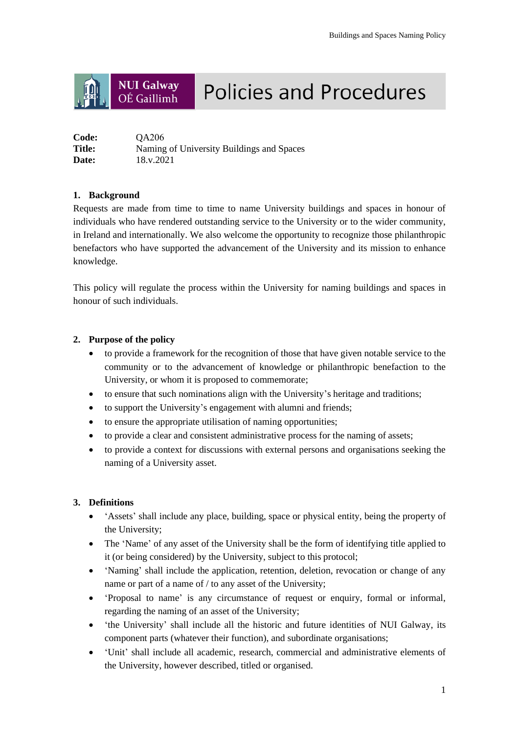NUI Galway OÉ Gaillimh

# Policies and Procedures

**Code:** QA206
**Title:** Naming of University Buildings and Spaces
**Date:** 18.v.2021

## 1. Background

Requests are made from time to time to name University buildings and spaces in honour of individuals who have rendered outstanding service to the University or to the wider community, in Ireland and internationally. We also welcome the opportunity to recognize those philanthropic benefactors who have supported the advancement of the University and its mission to enhance knowledge.

This policy will regulate the process within the University for naming buildings and spaces in honour of such individuals.

## 2. Purpose of the policy

- to provide a framework for the recognition of those that have given notable service to the community or to the advancement of knowledge or philanthropic benefaction to the University, or whom it is proposed to commemorate;
- to ensure that such nominations align with the University's heritage and traditions;
- to support the University's engagement with alumni and friends;
- to ensure the appropriate utilisation of naming opportunities;
- to provide a clear and consistent administrative process for the naming of assets;
- to provide a context for discussions with external persons and organisations seeking the naming of a University asset.

## 3. Definitions

- 'Assets' shall include any place, building, space or physical entity, being the property of the University;
- The 'Name' of any asset of the University shall be the form of identifying title applied to it (or being considered) by the University, subject to this protocol;
- 'Naming' shall include the application, retention, deletion, revocation or change of any name or part of a name of / to any asset of the University;
- 'Proposal to name' is any circumstance of request or enquiry, formal or informal, regarding the naming of an asset of the University;
- 'the University' shall include all the historic and future identities of NUI Galway, its component parts (whatever their function), and subordinate organisations;
- 'Unit' shall include all academic, research, commercial and administrative elements of the University, however described, titled or organised.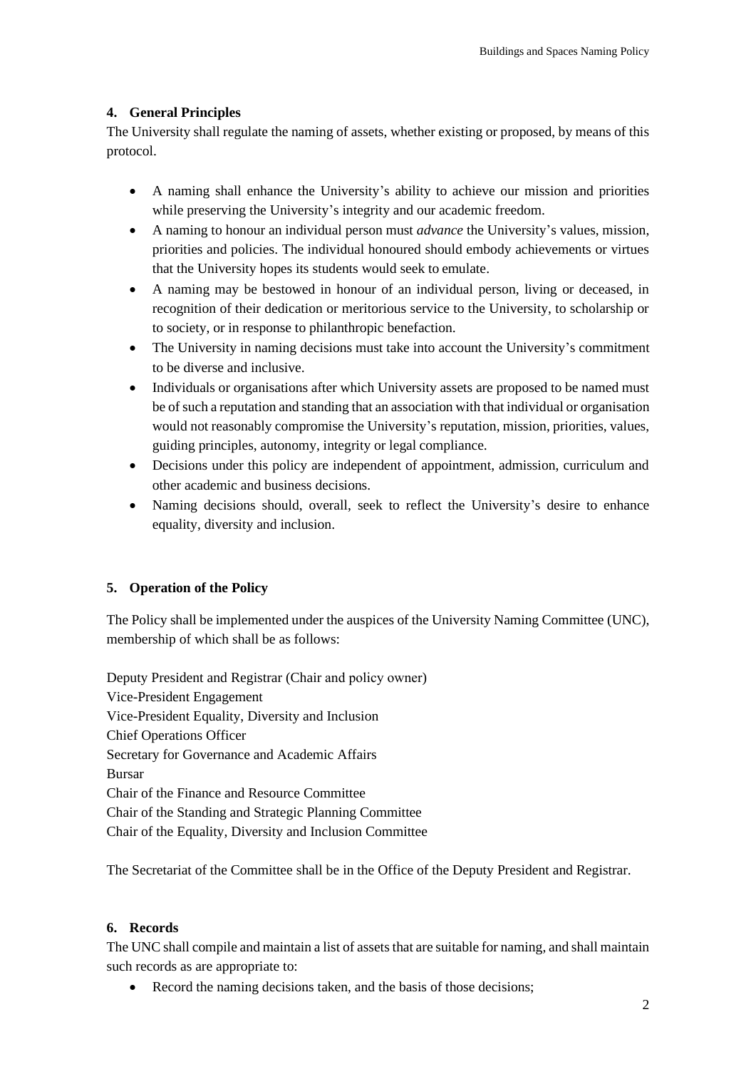## 4. General Principles

The University shall regulate the naming of assets, whether existing or proposed, by means of this protocol.

- A naming shall enhance the University's ability to achieve our mission and priorities while preserving the University's integrity and our academic freedom.
- A naming to honour an individual person must *advance* the University's values, mission, priorities and policies. The individual honoured should embody achievements or virtues that the University hopes its students would seek to emulate.
- A naming may be bestowed in honour of an individual person, living or deceased, in recognition of their dedication or meritorious service to the University, to scholarship or to society, or in response to philanthropic benefaction.
- The University in naming decisions must take into account the University's commitment to be diverse and inclusive.
- Individuals or organisations after which University assets are proposed to be named must be of such a reputation and standing that an association with that individual or organisation would not reasonably compromise the University's reputation, mission, priorities, values, guiding principles, autonomy, integrity or legal compliance.
- Decisions under this policy are independent of appointment, admission, curriculum and other academic and business decisions.
- Naming decisions should, overall, seek to reflect the University's desire to enhance equality, diversity and inclusion.

## 5. Operation of the Policy

The Policy shall be implemented under the auspices of the University Naming Committee (UNC), membership of which shall be as follows:

Deputy President and Registrar (Chair and policy owner)
Vice-President Engagement
Vice-President Equality, Diversity and Inclusion
Chief Operations Officer
Secretary for Governance and Academic Affairs
Bursar
Chair of the Finance and Resource Committee
Chair of the Standing and Strategic Planning Committee
Chair of the Equality, Diversity and Inclusion Committee

The Secretariat of the Committee shall be in the Office of the Deputy President and Registrar.

## 6. Records

The UNC shall compile and maintain a list of assets that are suitable for naming, and shall maintain such records as are appropriate to:

- Record the naming decisions taken, and the basis of those decisions;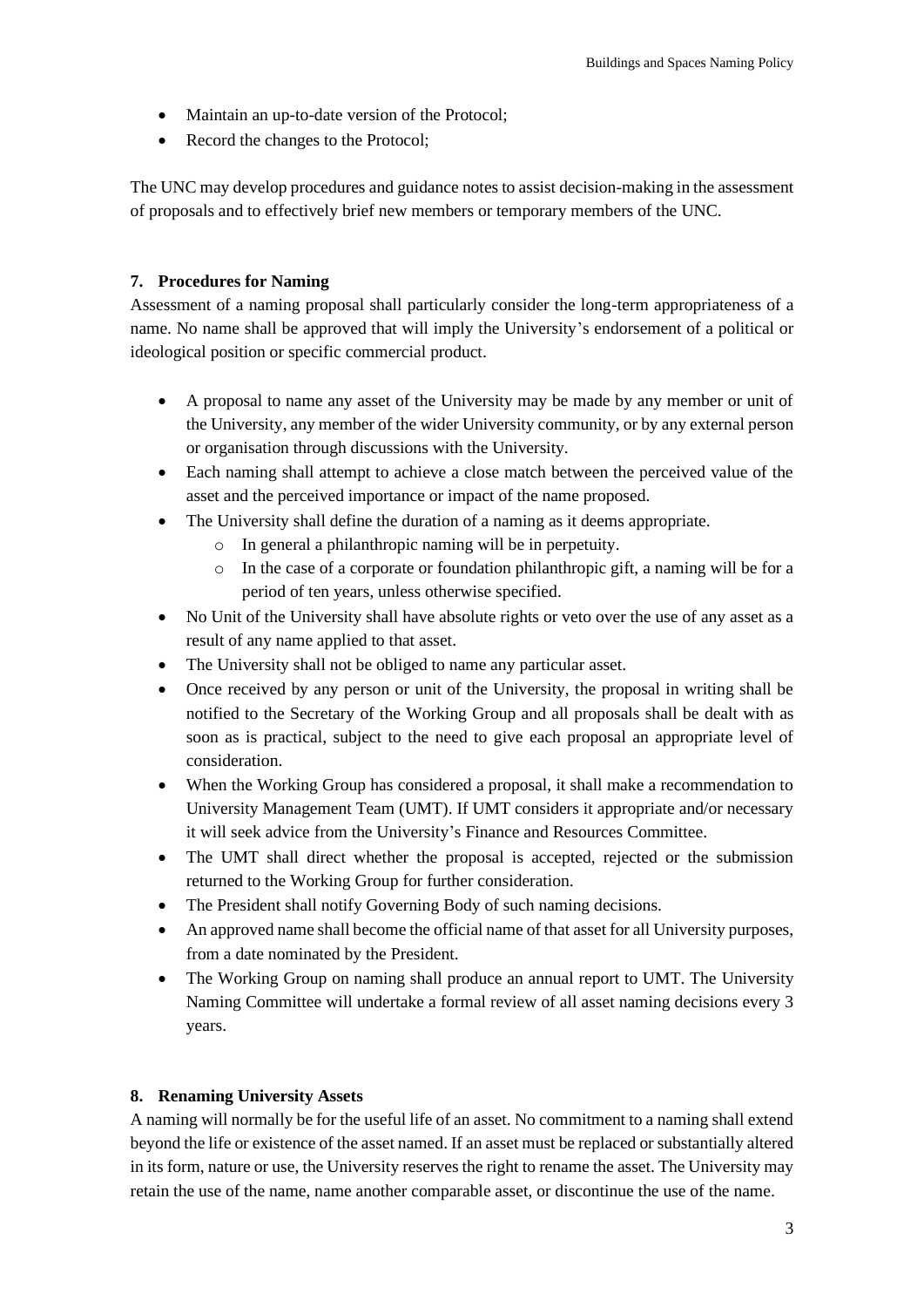- Maintain an up-to-date version of the Protocol;
- Record the changes to the Protocol;

The UNC may develop procedures and guidance notes to assist decision-making in the assessment of proposals and to effectively brief new members or temporary members of the UNC.

## 7. Procedures for Naming

Assessment of a naming proposal shall particularly consider the long-term appropriateness of a name. No name shall be approved that will imply the University's endorsement of a political or ideological position or specific commercial product.

- A proposal to name any asset of the University may be made by any member or unit of the University, any member of the wider University community, or by any external person or organisation through discussions with the University.
- Each naming shall attempt to achieve a close match between the perceived value of the asset and the perceived importance or impact of the name proposed.
- The University shall define the duration of a naming as it deems appropriate.
  - In general a philanthropic naming will be in perpetuity.
  - In the case of a corporate or foundation philanthropic gift, a naming will be for a period of ten years, unless otherwise specified.
- No Unit of the University shall have absolute rights or veto over the use of any asset as a result of any name applied to that asset.
- The University shall not be obliged to name any particular asset.
- Once received by any person or unit of the University, the proposal in writing shall be notified to the Secretary of the Working Group and all proposals shall be dealt with as soon as is practical, subject to the need to give each proposal an appropriate level of consideration.
- When the Working Group has considered a proposal, it shall make a recommendation to University Management Team (UMT). If UMT considers it appropriate and/or necessary it will seek advice from the University's Finance and Resources Committee.
- The UMT shall direct whether the proposal is accepted, rejected or the submission returned to the Working Group for further consideration.
- The President shall notify Governing Body of such naming decisions.
- An approved name shall become the official name of that asset for all University purposes, from a date nominated by the President.
- The Working Group on naming shall produce an annual report to UMT. The University Naming Committee will undertake a formal review of all asset naming decisions every 3 years.

## 8. Renaming University Assets

A naming will normally be for the useful life of an asset. No commitment to a naming shall extend beyond the life or existence of the asset named. If an asset must be replaced or substantially altered in its form, nature or use, the University reserves the right to rename the asset. The University may retain the use of the name, name another comparable asset, or discontinue the use of the name.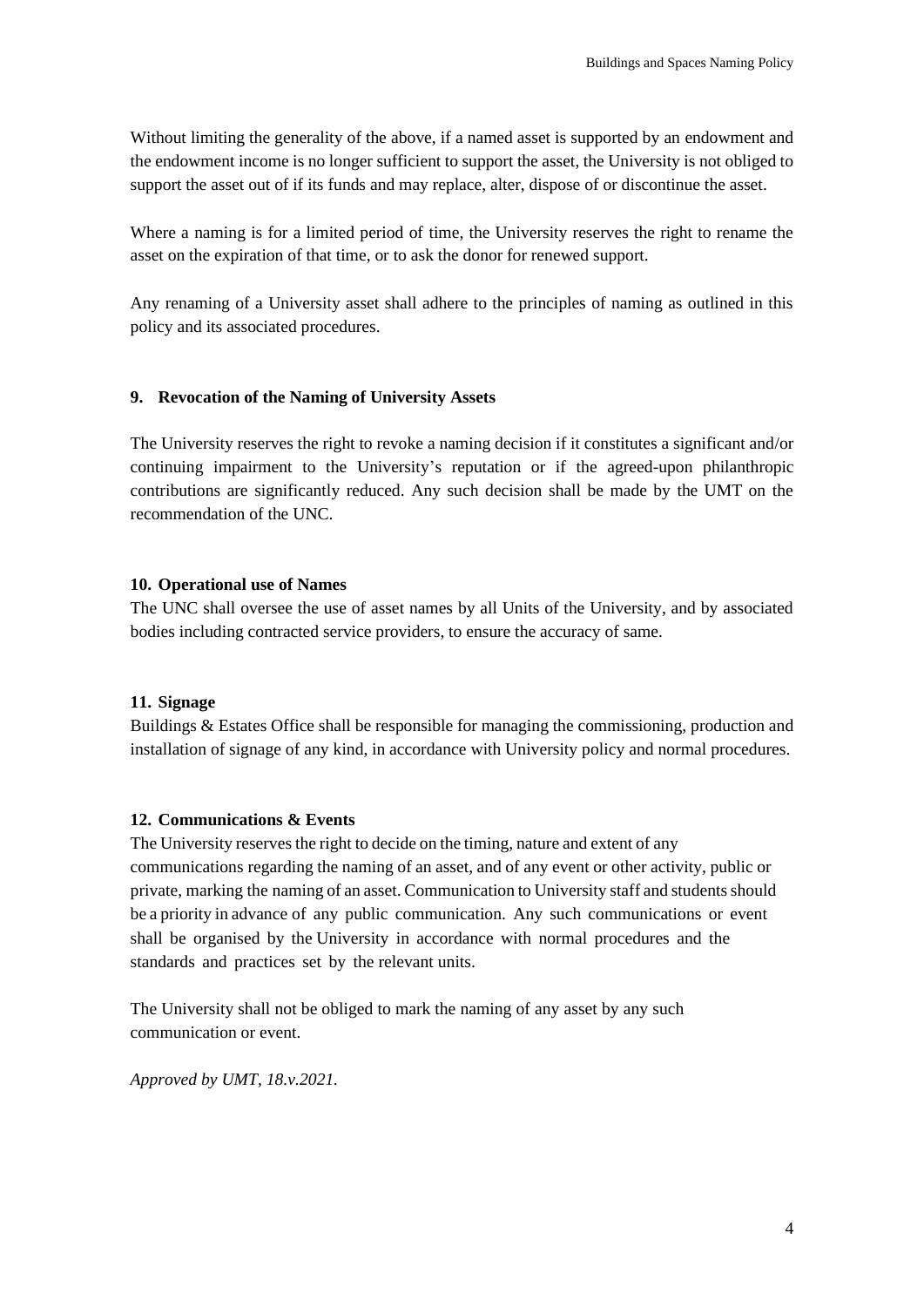Without limiting the generality of the above, if a named asset is supported by an endowment and the endowment income is no longer sufficient to support the asset, the University is not obliged to support the asset out of if its funds and may replace, alter, dispose of or discontinue the asset.

Where a naming is for a limited period of time, the University reserves the right to rename the asset on the expiration of that time, or to ask the donor for renewed support.

Any renaming of a University asset shall adhere to the principles of naming as outlined in this policy and its associated procedures.

### 9. Revocation of the Naming of University Assets

The University reserves the right to revoke a naming decision if it constitutes a significant and/or continuing impairment to the University's reputation or if the agreed-upon philanthropic contributions are significantly reduced. Any such decision shall be made by the UMT on the recommendation of the UNC.

### 10. Operational use of Names

The UNC shall oversee the use of asset names by all Units of the University, and by associated bodies including contracted service providers, to ensure the accuracy of same.

### 11. Signage

Buildings & Estates Office shall be responsible for managing the commissioning, production and installation of signage of any kind, in accordance with University policy and normal procedures.

### 12. Communications & Events

The University reserves the right to decide on the timing, nature and extent of any communications regarding the naming of an asset, and of any event or other activity, public or private, marking the naming of an asset. Communication to University staff and students should be a priority in advance of any public communication. Any such communications or event shall be organised by the University in accordance with normal procedures and the standards and practices set by the relevant units.

The University shall not be obliged to mark the naming of any asset by any such communication or event.

*Approved by UMT, 18.v.2021.*